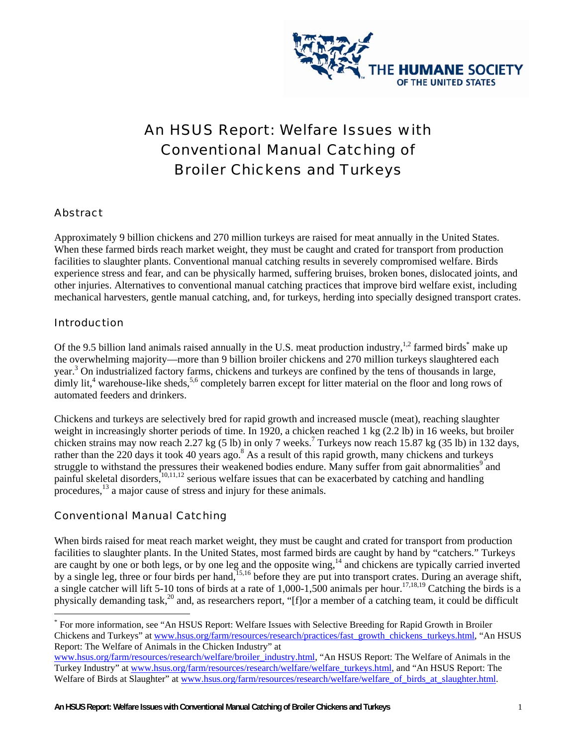# An HSUS Report: Welfare Issues with Conventional Manual Catching of Broiler Chickens and Turkeys

## Abstract

Approximately 9 billion chickens and 270 million turkeys are raised for meat annually in the United States. When these farmed birds reach market weight, they must be caught and crated for transport from production facilities to slaughter plants. Conventional manual catching results in severely compromised welfare. Birds experience stress and fear, and can be physically harmed, suffering bruises, broken bones, dislocated joints, and other injuries. Alternatives to conventional manual catching practices that improve bird welfare exist, including mechanical harvesters, gentle manual catching, and, for turkeys, herding into specially designed transport crates.

## Introduction

Of the 9.5 billion land animals raised annually in the U.S. meat production industry,[1,2] farmed birds[*] make up the overwhelming majority—more than 9 billion broiler chickens and 270 million turkeys slaughtered each year.[3] On industrialized factory farms, chickens and turkeys are confined by the tens of thousands in large, dimly lit,[4] warehouse-like sheds,[5,6] completely barren except for litter material on the floor and long rows of automated feeders and drinkers.

Chickens and turkeys are selectively bred for rapid growth and increased muscle (meat), reaching slaughter weight in increasingly shorter periods of time. In 1920, a chicken reached 1 kg (2.2 lb) in 16 weeks, but broiler chicken strains may now reach 2.27 kg (5 lb) in only 7 weeks.[7] Turkeys now reach 15.87 kg (35 lb) in 132 days, rather than the 220 days it took 40 years ago.[8] As a result of this rapid growth, many chickens and turkeys struggle to withstand the pressures their weakened bodies endure. Many suffer from gait abnormalities[9] and painful skeletal disorders,[10,11,12] serious welfare issues that can be exacerbated by catching and handling procedures,[13] a major cause of stress and injury for these animals.

## Conventional Manual Catching

When birds raised for meat reach market weight, they must be caught and crated for transport from production facilities to slaughter plants. In the United States, most farmed birds are caught by hand by "catchers." Turkeys are caught by one or both legs, or by one leg and the opposite wing,[14] and chickens are typically carried inverted by a single leg, three or four birds per hand,[15,16] before they are put into transport crates. During an average shift, a single catcher will lift 5-10 tons of birds at a rate of 1,000-1,500 animals per hour.[17,18,19] Catching the birds is a physically demanding task,[20] and, as researchers report, "[f]or a member of a catching team, it could be difficult

---

[*] For more information, see "An HSUS Report: Welfare Issues with Selective Breeding for Rapid Growth in Broiler Chickens and Turkeys" at www.hsus.org/farm/resources/research/practices/fast_growth_chickens_turkeys.html, "An HSUS Report: The Welfare of Animals in the Chicken Industry" at www.hsus.org/farm/resources/research/welfare/broiler_industry.html, "An HSUS Report: The Welfare of Animals in the Turkey Industry" at www.hsus.org/farm/resources/research/welfare/welfare_turkeys.html, and "An HSUS Report: The Welfare of Birds at Slaughter" at www.hsus.org/farm/resources/research/welfare/welfare_of_birds_at_slaughter.html.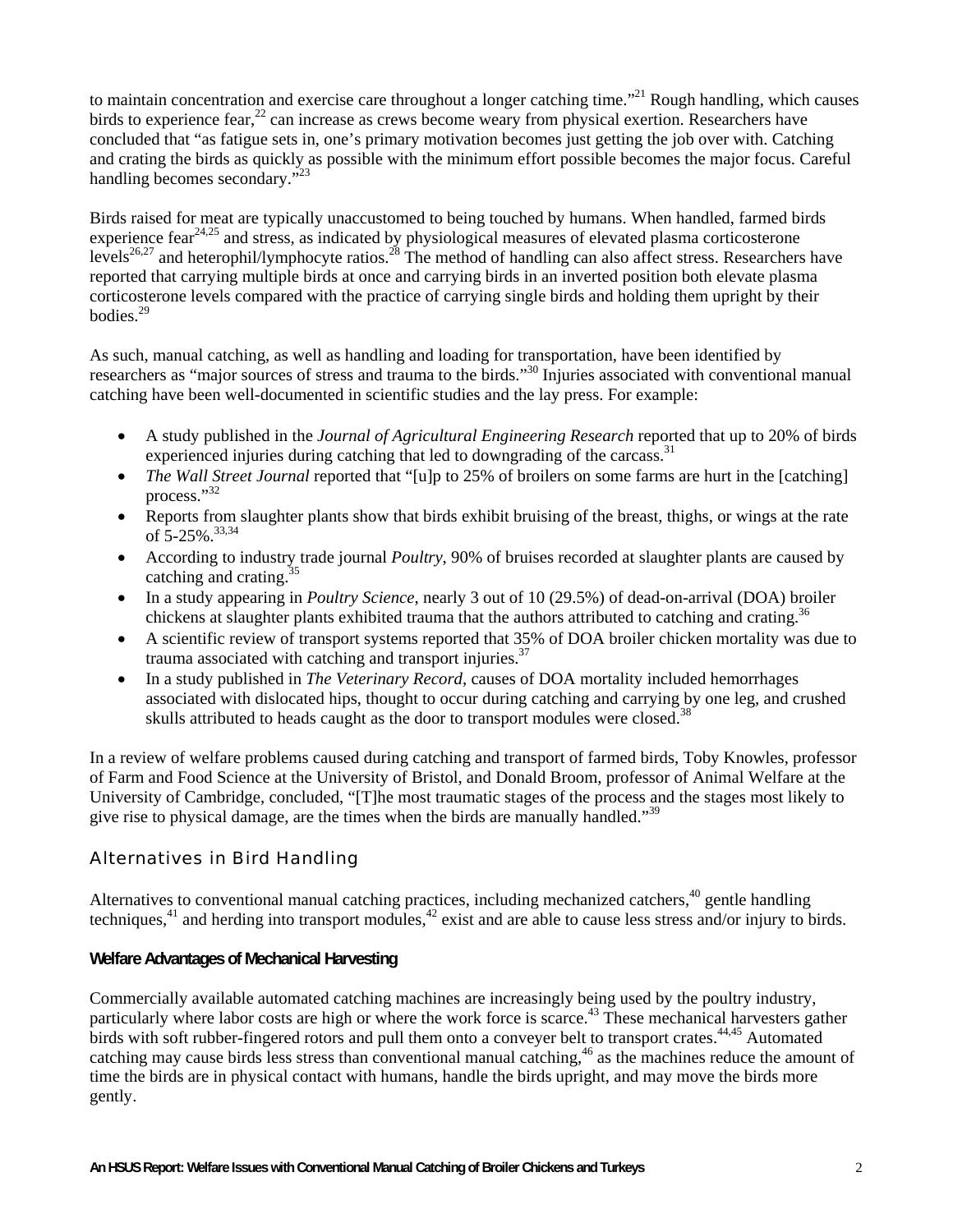to maintain concentration and exercise care throughout a longer catching time."[21] Rough handling, which causes birds to experience fear,[22] can increase as crews become weary from physical exertion. Researchers have concluded that "as fatigue sets in, one's primary motivation becomes just getting the job over with. Catching and crating the birds as quickly as possible with the minimum effort possible becomes the major focus. Careful handling becomes secondary."[23]

Birds raised for meat are typically unaccustomed to being touched by humans. When handled, farmed birds experience fear[24,25] and stress, as indicated by physiological measures of elevated plasma corticosterone levels[26,27] and heterophil/lymphocyte ratios.[28] The method of handling can also affect stress. Researchers have reported that carrying multiple birds at once and carrying birds in an inverted position both elevate plasma corticosterone levels compared with the practice of carrying single birds and holding them upright by their bodies.[29]

As such, manual catching, as well as handling and loading for transportation, have been identified by researchers as "major sources of stress and trauma to the birds."[30] Injuries associated with conventional manual catching have been well-documented in scientific studies and the lay press. For example:

- A study published in the *Journal of Agricultural Engineering Research* reported that up to 20% of birds experienced injuries during catching that led to downgrading of the carcass.[31]
- *The Wall Street Journal* reported that "[u]p to 25% of broilers on some farms are hurt in the [catching] process."[32]
- Reports from slaughter plants show that birds exhibit bruising of the breast, thighs, or wings at the rate of 5-25%.[33,34]
- According to industry trade journal *Poultry*, 90% of bruises recorded at slaughter plants are caused by catching and crating.[35]
- In a study appearing in *Poultry Science*, nearly 3 out of 10 (29.5%) of dead-on-arrival (DOA) broiler chickens at slaughter plants exhibited trauma that the authors attributed to catching and crating.[36]
- A scientific review of transport systems reported that 35% of DOA broiler chicken mortality was due to trauma associated with catching and transport injuries.[37]
- In a study published in *The Veterinary Record*, causes of DOA mortality included hemorrhages associated with dislocated hips, thought to occur during catching and carrying by one leg, and crushed skulls attributed to heads caught as the door to transport modules were closed.[38]

In a review of welfare problems caused during catching and transport of farmed birds, Toby Knowles, professor of Farm and Food Science at the University of Bristol, and Donald Broom, professor of Animal Welfare at the University of Cambridge, concluded, "[T]he most traumatic stages of the process and the stages most likely to give rise to physical damage, are the times when the birds are manually handled."[39]

## Alternatives in Bird Handling

Alternatives to conventional manual catching practices, including mechanized catchers,[40] gentle handling techniques,[41] and herding into transport modules,[42] exist and are able to cause less stress and/or injury to birds.

### Welfare Advantages of Mechanical Harvesting

Commercially available automated catching machines are increasingly being used by the poultry industry, particularly where labor costs are high or where the work force is scarce.[43] These mechanical harvesters gather birds with soft rubber-fingered rotors and pull them onto a conveyer belt to transport crates.[44,45] Automated catching may cause birds less stress than conventional manual catching,[46] as the machines reduce the amount of time the birds are in physical contact with humans, handle the birds upright, and may move the birds more gently.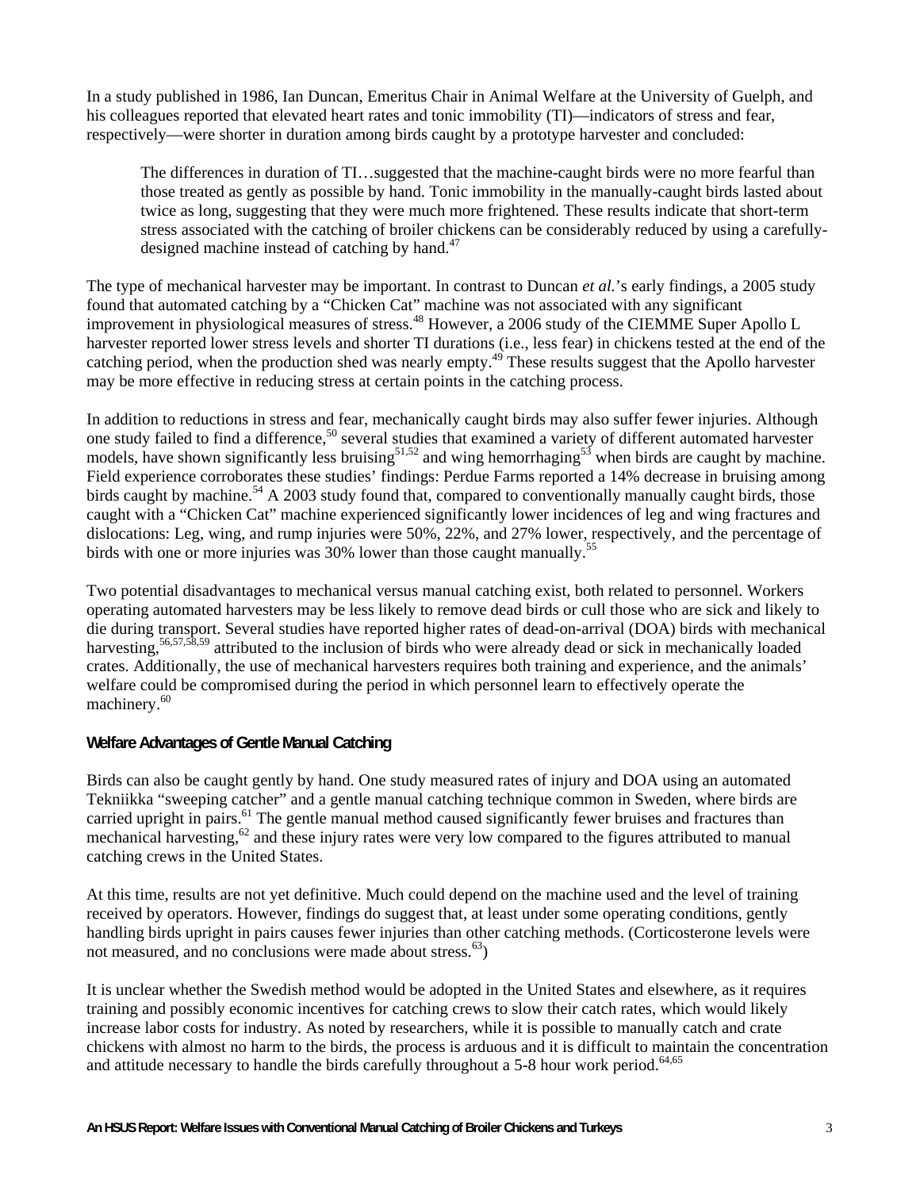In a study published in 1986, Ian Duncan, Emeritus Chair in Animal Welfare at the University of Guelph, and his colleagues reported that elevated heart rates and tonic immobility (TI)—indicators of stress and fear, respectively—were shorter in duration among birds caught by a prototype harvester and concluded:

> The differences in duration of TI…suggested that the machine-caught birds were no more fearful than those treated as gently as possible by hand. Tonic immobility in the manually-caught birds lasted about twice as long, suggesting that they were much more frightened. These results indicate that short-term stress associated with the catching of broiler chickens can be considerably reduced by using a carefully-designed machine instead of catching by hand.[47]

The type of mechanical harvester may be important. In contrast to Duncan *et al.*'s early findings, a 2005 study found that automated catching by a "Chicken Cat" machine was not associated with any significant improvement in physiological measures of stress.[48] However, a 2006 study of the CIEMME Super Apollo L harvester reported lower stress levels and shorter TI durations (i.e., less fear) in chickens tested at the end of the catching period, when the production shed was nearly empty.[49] These results suggest that the Apollo harvester may be more effective in reducing stress at certain points in the catching process.

In addition to reductions in stress and fear, mechanically caught birds may also suffer fewer injuries. Although one study failed to find a difference,[50] several studies that examined a variety of different automated harvester models, have shown significantly less bruising[51,52] and wing hemorrhaging[53] when birds are caught by machine. Field experience corroborates these studies' findings: Perdue Farms reported a 14% decrease in bruising among birds caught by machine.[54] A 2003 study found that, compared to conventionally manually caught birds, those caught with a "Chicken Cat" machine experienced significantly lower incidences of leg and wing fractures and dislocations: Leg, wing, and rump injuries were 50%, 22%, and 27% lower, respectively, and the percentage of birds with one or more injuries was 30% lower than those caught manually.[55]

Two potential disadvantages to mechanical versus manual catching exist, both related to personnel. Workers operating automated harvesters may be less likely to remove dead birds or cull those who are sick and likely to die during transport. Several studies have reported higher rates of dead-on-arrival (DOA) birds with mechanical harvesting,[56,57,58,59] attributed to the inclusion of birds who were already dead or sick in mechanically loaded crates. Additionally, the use of mechanical harvesters requires both training and experience, and the animals' welfare could be compromised during the period in which personnel learn to effectively operate the machinery.[60]

### Welfare Advantages of Gentle Manual Catching

Birds can also be caught gently by hand. One study measured rates of injury and DOA using an automated Tekniikka "sweeping catcher" and a gentle manual catching technique common in Sweden, where birds are carried upright in pairs.[61] The gentle manual method caused significantly fewer bruises and fractures than mechanical harvesting,[62] and these injury rates were very low compared to the figures attributed to manual catching crews in the United States.

At this time, results are not yet definitive. Much could depend on the machine used and the level of training received by operators. However, findings do suggest that, at least under some operating conditions, gently handling birds upright in pairs causes fewer injuries than other catching methods. (Corticosterone levels were not measured, and no conclusions were made about stress.[63])

It is unclear whether the Swedish method would be adopted in the United States and elsewhere, as it requires training and possibly economic incentives for catching crews to slow their catch rates, which would likely increase labor costs for industry. As noted by researchers, while it is possible to manually catch and crate chickens with almost no harm to the birds, the process is arduous and it is difficult to maintain the concentration and attitude necessary to handle the birds carefully throughout a 5-8 hour work period.[64,65]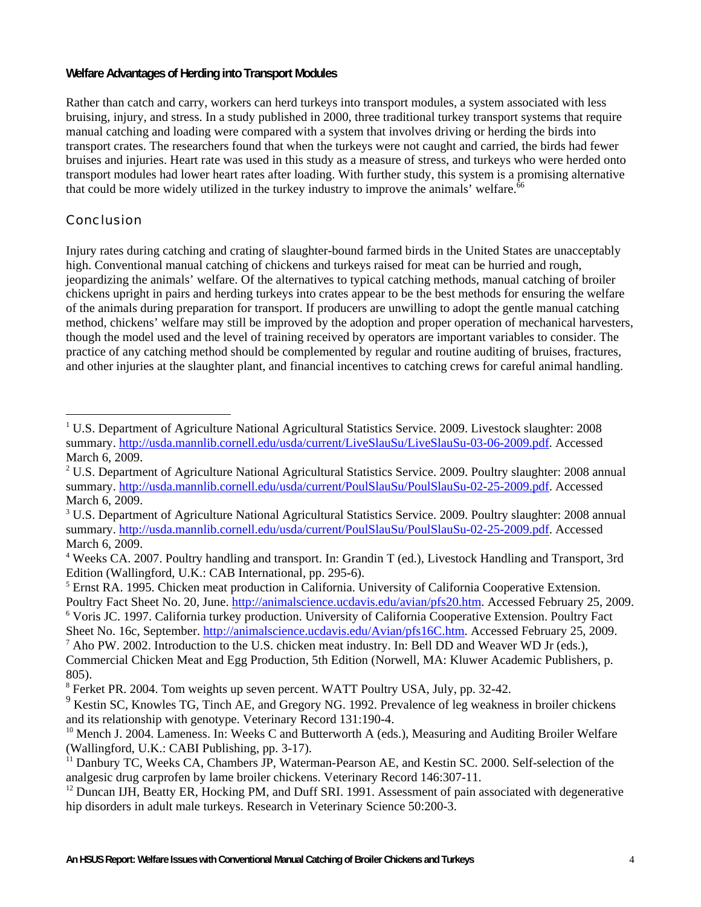### Welfare Advantages of Herding into Transport Modules

Rather than catch and carry, workers can herd turkeys into transport modules, a system associated with less bruising, injury, and stress. In a study published in 2000, three traditional turkey transport systems that require manual catching and loading were compared with a system that involves driving or herding the birds into transport crates. The researchers found that when the turkeys were not caught and carried, the birds had fewer bruises and injuries. Heart rate was used in this study as a measure of stress, and turkeys who were herded onto transport modules had lower heart rates after loading. With further study, this system is a promising alternative that could be more widely utilized in the turkey industry to improve the animals' welfare.[66]

## Conclusion

Injury rates during catching and crating of slaughter-bound farmed birds in the United States are unacceptably high. Conventional manual catching of chickens and turkeys raised for meat can be hurried and rough, jeopardizing the animals' welfare. Of the alternatives to typical catching methods, manual catching of broiler chickens upright in pairs and herding turkeys into crates appear to be the best methods for ensuring the welfare of the animals during preparation for transport. If producers are unwilling to adopt the gentle manual catching method, chickens' welfare may still be improved by the adoption and proper operation of mechanical harvesters, though the model used and the level of training received by operators are important variables to consider. The practice of any catching method should be complemented by regular and routine auditing of bruises, fractures, and other injuries at the slaughter plant, and financial incentives to catching crews for careful animal handling.

---

[1] U.S. Department of Agriculture National Agricultural Statistics Service. 2009. Livestock slaughter: 2008 summary. http://usda.mannlib.cornell.edu/usda/current/LiveSlauSu/LiveSlauSu-03-06-2009.pdf. Accessed March 6, 2009.

[2] U.S. Department of Agriculture National Agricultural Statistics Service. 2009. Poultry slaughter: 2008 annual summary. http://usda.mannlib.cornell.edu/usda/current/PoulSlauSu/PoulSlauSu-02-25-2009.pdf. Accessed March 6, 2009.

[3] U.S. Department of Agriculture National Agricultural Statistics Service. 2009. Poultry slaughter: 2008 annual summary. http://usda.mannlib.cornell.edu/usda/current/PoulSlauSu/PoulSlauSu-02-25-2009.pdf. Accessed March 6, 2009.

[4] Weeks CA. 2007. Poultry handling and transport. In: Grandin T (ed.), Livestock Handling and Transport, 3rd Edition (Wallingford, U.K.: CAB International, pp. 295-6).

[5] Ernst RA. 1995. Chicken meat production in California. University of California Cooperative Extension. Poultry Fact Sheet No. 20, June. http://animalscience.ucdavis.edu/avian/pfs20.htm. Accessed February 25, 2009.

[6] Voris JC. 1997. California turkey production. University of California Cooperative Extension. Poultry Fact Sheet No. 16c, September. http://animalscience.ucdavis.edu/Avian/pfs16C.htm. Accessed February 25, 2009.

[7] Aho PW. 2002. Introduction to the U.S. chicken meat industry. In: Bell DD and Weaver WD Jr (eds.), Commercial Chicken Meat and Egg Production, 5th Edition (Norwell, MA: Kluwer Academic Publishers, p. 805).

[8] Ferket PR. 2004. Tom weights up seven percent. WATT Poultry USA, July, pp. 32-42.

[9] Kestin SC, Knowles TG, Tinch AE, and Gregory NG. 1992. Prevalence of leg weakness in broiler chickens and its relationship with genotype. Veterinary Record 131:190-4.

[10] Mench J. 2004. Lameness. In: Weeks C and Butterworth A (eds.), Measuring and Auditing Broiler Welfare (Wallingford, U.K.: CABI Publishing, pp. 3-17).

[11] Danbury TC, Weeks CA, Chambers JP, Waterman-Pearson AE, and Kestin SC. 2000. Self-selection of the analgesic drug carprofen by lame broiler chickens. Veterinary Record 146:307-11.

[12] Duncan IJH, Beatty ER, Hocking PM, and Duff SRI. 1991. Assessment of pain associated with degenerative hip disorders in adult male turkeys. Research in Veterinary Science 50:200-3.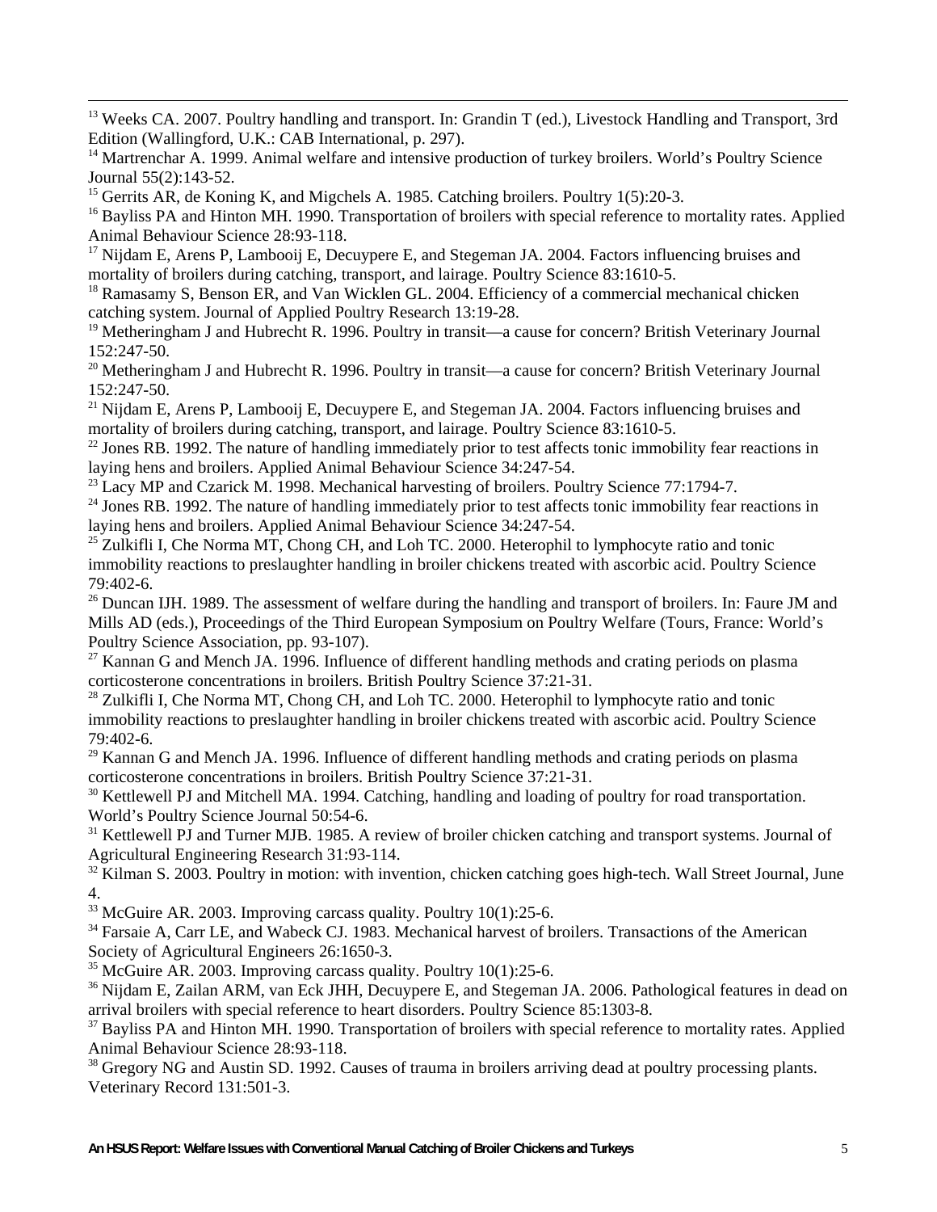[13] Weeks CA. 2007. Poultry handling and transport. In: Grandin T (ed.), Livestock Handling and Transport, 3rd Edition (Wallingford, U.K.: CAB International, p. 297).

[14] Martrenchar A. 1999. Animal welfare and intensive production of turkey broilers. World's Poultry Science Journal 55(2):143-52.

[15] Gerrits AR, de Koning K, and Migchels A. 1985. Catching broilers. Poultry 1(5):20-3.

[16] Bayliss PA and Hinton MH. 1990. Transportation of broilers with special reference to mortality rates. Applied Animal Behaviour Science 28:93-118.

[17] Nijdam E, Arens P, Lambooij E, Decuypere E, and Stegeman JA. 2004. Factors influencing bruises and mortality of broilers during catching, transport, and lairage. Poultry Science 83:1610-5.

[18] Ramasamy S, Benson ER, and Van Wicklen GL. 2004. Efficiency of a commercial mechanical chicken catching system. Journal of Applied Poultry Research 13:19-28.

[19] Metheringham J and Hubrecht R. 1996. Poultry in transit—a cause for concern? British Veterinary Journal 152:247-50.

[20] Metheringham J and Hubrecht R. 1996. Poultry in transit—a cause for concern? British Veterinary Journal 152:247-50.

[21] Nijdam E, Arens P, Lambooij E, Decuypere E, and Stegeman JA. 2004. Factors influencing bruises and mortality of broilers during catching, transport, and lairage. Poultry Science 83:1610-5.

[22] Jones RB. 1992. The nature of handling immediately prior to test affects tonic immobility fear reactions in laying hens and broilers. Applied Animal Behaviour Science 34:247-54.

[23] Lacy MP and Czarick M. 1998. Mechanical harvesting of broilers. Poultry Science 77:1794-7.

[24] Jones RB. 1992. The nature of handling immediately prior to test affects tonic immobility fear reactions in laying hens and broilers. Applied Animal Behaviour Science 34:247-54.

[25] Zulkifli I, Che Norma MT, Chong CH, and Loh TC. 2000. Heterophil to lymphocyte ratio and tonic immobility reactions to preslaughter handling in broiler chickens treated with ascorbic acid. Poultry Science 79:402-6.

[26] Duncan IJH. 1989. The assessment of welfare during the handling and transport of broilers. In: Faure JM and Mills AD (eds.), Proceedings of the Third European Symposium on Poultry Welfare (Tours, France: World's Poultry Science Association, pp. 93-107).

[27] Kannan G and Mench JA. 1996. Influence of different handling methods and crating periods on plasma corticosterone concentrations in broilers. British Poultry Science 37:21-31.

[28] Zulkifli I, Che Norma MT, Chong CH, and Loh TC. 2000. Heterophil to lymphocyte ratio and tonic immobility reactions to preslaughter handling in broiler chickens treated with ascorbic acid. Poultry Science 79:402-6.

[29] Kannan G and Mench JA. 1996. Influence of different handling methods and crating periods on plasma corticosterone concentrations in broilers. British Poultry Science 37:21-31.

[30] Kettlewell PJ and Mitchell MA. 1994. Catching, handling and loading of poultry for road transportation. World's Poultry Science Journal 50:54-6.

[31] Kettlewell PJ and Turner MJB. 1985. A review of broiler chicken catching and transport systems. Journal of Agricultural Engineering Research 31:93-114.

[32] Kilman S. 2003. Poultry in motion: with invention, chicken catching goes high-tech. Wall Street Journal, June 4.

[33] McGuire AR. 2003. Improving carcass quality. Poultry 10(1):25-6.

[34] Farsaie A, Carr LE, and Wabeck CJ. 1983. Mechanical harvest of broilers. Transactions of the American Society of Agricultural Engineers 26:1650-3.

[35] McGuire AR. 2003. Improving carcass quality. Poultry 10(1):25-6.

[36] Nijdam E, Zailan ARM, van Eck JHH, Decuypere E, and Stegeman JA. 2006. Pathological features in dead on arrival broilers with special reference to heart disorders. Poultry Science 85:1303-8.

[37] Bayliss PA and Hinton MH. 1990. Transportation of broilers with special reference to mortality rates. Applied Animal Behaviour Science 28:93-118.

[38] Gregory NG and Austin SD. 1992. Causes of trauma in broilers arriving dead at poultry processing plants. Veterinary Record 131:501-3.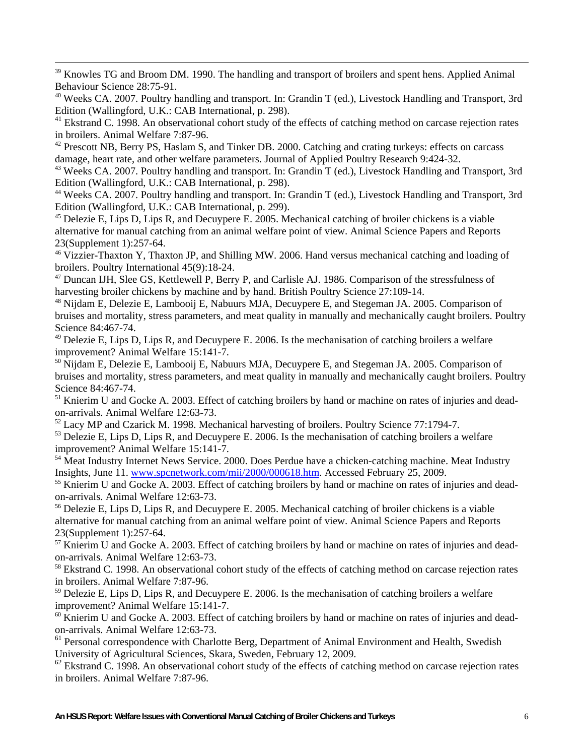[39] Knowles TG and Broom DM. 1990. The handling and transport of broilers and spent hens. Applied Animal Behaviour Science 28:75-91.

[40] Weeks CA. 2007. Poultry handling and transport. In: Grandin T (ed.), Livestock Handling and Transport, 3rd Edition (Wallingford, U.K.: CAB International, p. 298).

[41] Ekstrand C. 1998. An observational cohort study of the effects of catching method on carcase rejection rates in broilers. Animal Welfare 7:87-96.

[42] Prescott NB, Berry PS, Haslam S, and Tinker DB. 2000. Catching and crating turkeys: effects on carcass damage, heart rate, and other welfare parameters. Journal of Applied Poultry Research 9:424-32.

[43] Weeks CA. 2007. Poultry handling and transport. In: Grandin T (ed.), Livestock Handling and Transport, 3rd Edition (Wallingford, U.K.: CAB International, p. 298).

[44] Weeks CA. 2007. Poultry handling and transport. In: Grandin T (ed.), Livestock Handling and Transport, 3rd Edition (Wallingford, U.K.: CAB International, p. 299).

[45] Delezie E, Lips D, Lips R, and Decuypere E. 2005. Mechanical catching of broiler chickens is a viable alternative for manual catching from an animal welfare point of view. Animal Science Papers and Reports 23(Supplement 1):257-64.

[46] Vizzier-Thaxton Y, Thaxton JP, and Shilling MW. 2006. Hand versus mechanical catching and loading of broilers. Poultry International 45(9):18-24.

[47] Duncan IJH, Slee GS, Kettlewell P, Berry P, and Carlisle AJ. 1986. Comparison of the stressfulness of harvesting broiler chickens by machine and by hand. British Poultry Science 27:109-14.

[48] Nijdam E, Delezie E, Lambooij E, Nabuurs MJA, Decuypere E, and Stegeman JA. 2005. Comparison of bruises and mortality, stress parameters, and meat quality in manually and mechanically caught broilers. Poultry Science 84:467-74.

[49] Delezie E, Lips D, Lips R, and Decuypere E. 2006. Is the mechanisation of catching broilers a welfare improvement? Animal Welfare 15:141-7.

[50] Nijdam E, Delezie E, Lambooij E, Nabuurs MJA, Decuypere E, and Stegeman JA. 2005. Comparison of bruises and mortality, stress parameters, and meat quality in manually and mechanically caught broilers. Poultry Science 84:467-74.

[51] Knierim U and Gocke A. 2003. Effect of catching broilers by hand or machine on rates of injuries and dead-on-arrivals. Animal Welfare 12:63-73.

[52] Lacy MP and Czarick M. 1998. Mechanical harvesting of broilers. Poultry Science 77:1794-7.

[53] Delezie E, Lips D, Lips R, and Decuypere E. 2006. Is the mechanisation of catching broilers a welfare improvement? Animal Welfare 15:141-7.

[54] Meat Industry Internet News Service. 2000. Does Perdue have a chicken-catching machine. Meat Industry Insights, June 11. www.spcnetwork.com/mii/2000/000618.htm. Accessed February 25, 2009.

[55] Knierim U and Gocke A. 2003. Effect of catching broilers by hand or machine on rates of injuries and dead-on-arrivals. Animal Welfare 12:63-73.

[56] Delezie E, Lips D, Lips R, and Decuypere E. 2005. Mechanical catching of broiler chickens is a viable alternative for manual catching from an animal welfare point of view. Animal Science Papers and Reports 23(Supplement 1):257-64.

[57] Knierim U and Gocke A. 2003. Effect of catching broilers by hand or machine on rates of injuries and dead-on-arrivals. Animal Welfare 12:63-73.

[58] Ekstrand C. 1998. An observational cohort study of the effects of catching method on carcase rejection rates in broilers. Animal Welfare 7:87-96.

[59] Delezie E, Lips D, Lips R, and Decuypere E. 2006. Is the mechanisation of catching broilers a welfare improvement? Animal Welfare 15:141-7.

[60] Knierim U and Gocke A. 2003. Effect of catching broilers by hand or machine on rates of injuries and dead-on-arrivals. Animal Welfare 12:63-73.

[61] Personal correspondence with Charlotte Berg, Department of Animal Environment and Health, Swedish University of Agricultural Sciences, Skara, Sweden, February 12, 2009.

[62] Ekstrand C. 1998. An observational cohort study of the effects of catching method on carcase rejection rates in broilers. Animal Welfare 7:87-96.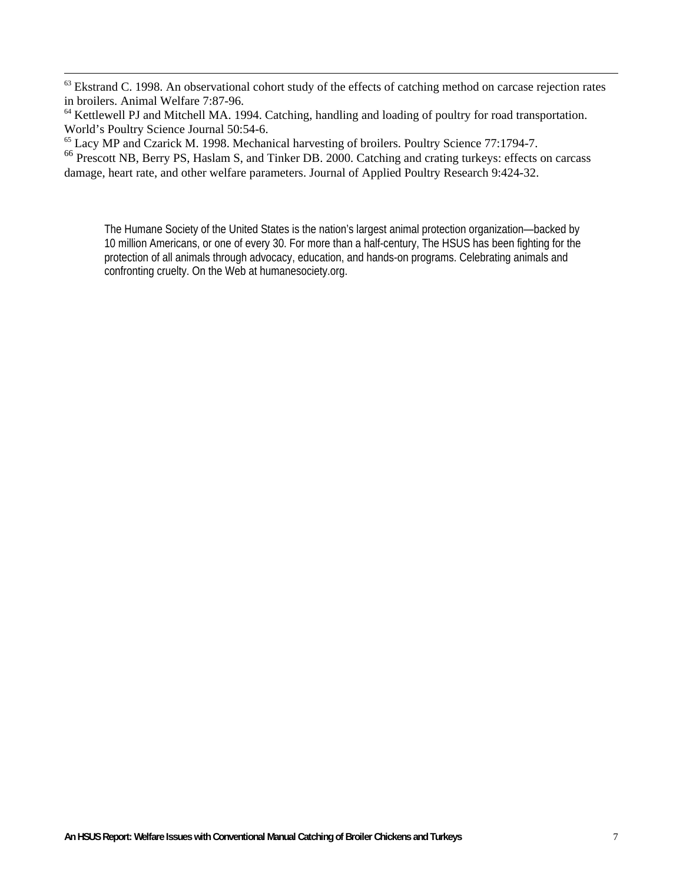[63] Ekstrand C. 1998. An observational cohort study of the effects of catching method on carcase rejection rates in broilers. Animal Welfare 7:87-96.

[64] Kettlewell PJ and Mitchell MA. 1994. Catching, handling and loading of poultry for road transportation. World's Poultry Science Journal 50:54-6.

[65] Lacy MP and Czarick M. 1998. Mechanical harvesting of broilers. Poultry Science 77:1794-7.

[66] Prescott NB, Berry PS, Haslam S, and Tinker DB. 2000. Catching and crating turkeys: effects on carcass damage, heart rate, and other welfare parameters. Journal of Applied Poultry Research 9:424-32.

The Humane Society of the United States is the nation's largest animal protection organization—backed by 10 million Americans, or one of every 30. For more than a half-century, The HSUS has been fighting for the protection of all animals through advocacy, education, and hands-on programs. Celebrating animals and confronting cruelty. On the Web at humanesociety.org.